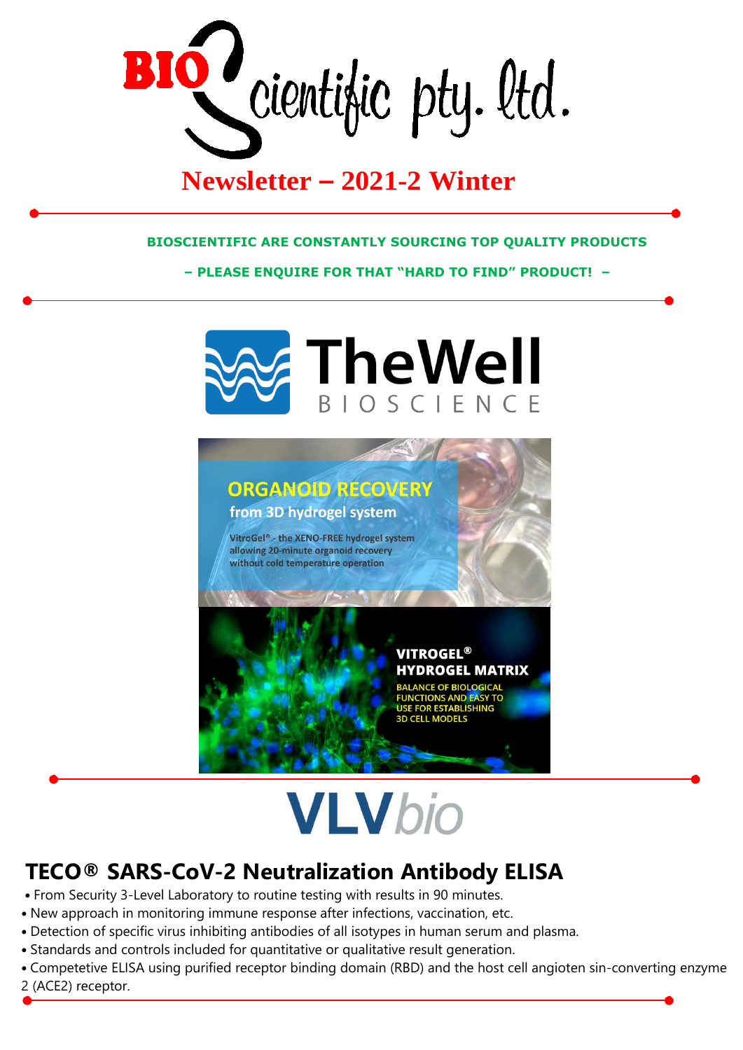# BIO Scientific pty. ltd.

## Newsletter – 2021-2 Winter

**BIOSCIENTIFIC ARE CONSTANTLY SOURCING TOP QUALITY PRODUCTS**

**– PLEASE ENQUIRE FOR THAT "HARD TO FIND" PRODUCT! –**

# TheWell BIOSCIENCE

**ORGANOID RECOVERY**
**from 3D hydrogel system**

VitroGel® - the XENO-FREE hydrogel system allowing 20-minute organoid recovery without cold temperature operation

**VITROGEL® HYDROGEL MATRIX**

BALANCE OF BIOLOGICAL FUNCTIONS AND EASY TO USE FOR ESTABLISHING 3D CELL MODELS

# VLVbio

## TECO® SARS-CoV-2 Neutralization Antibody ELISA

- From Security 3-Level Laboratory to routine testing with results in 90 minutes.
- New approach in monitoring immune response after infections, vaccination, etc.
- Detection of specific virus inhibiting antibodies of all isotypes in human serum and plasma.
- Standards and controls included for quantitative or qualitative result generation.
- Competetive ELISA using purified receptor binding domain (RBD) and the host cell angioten sin-converting enzyme 2 (ACE2) receptor.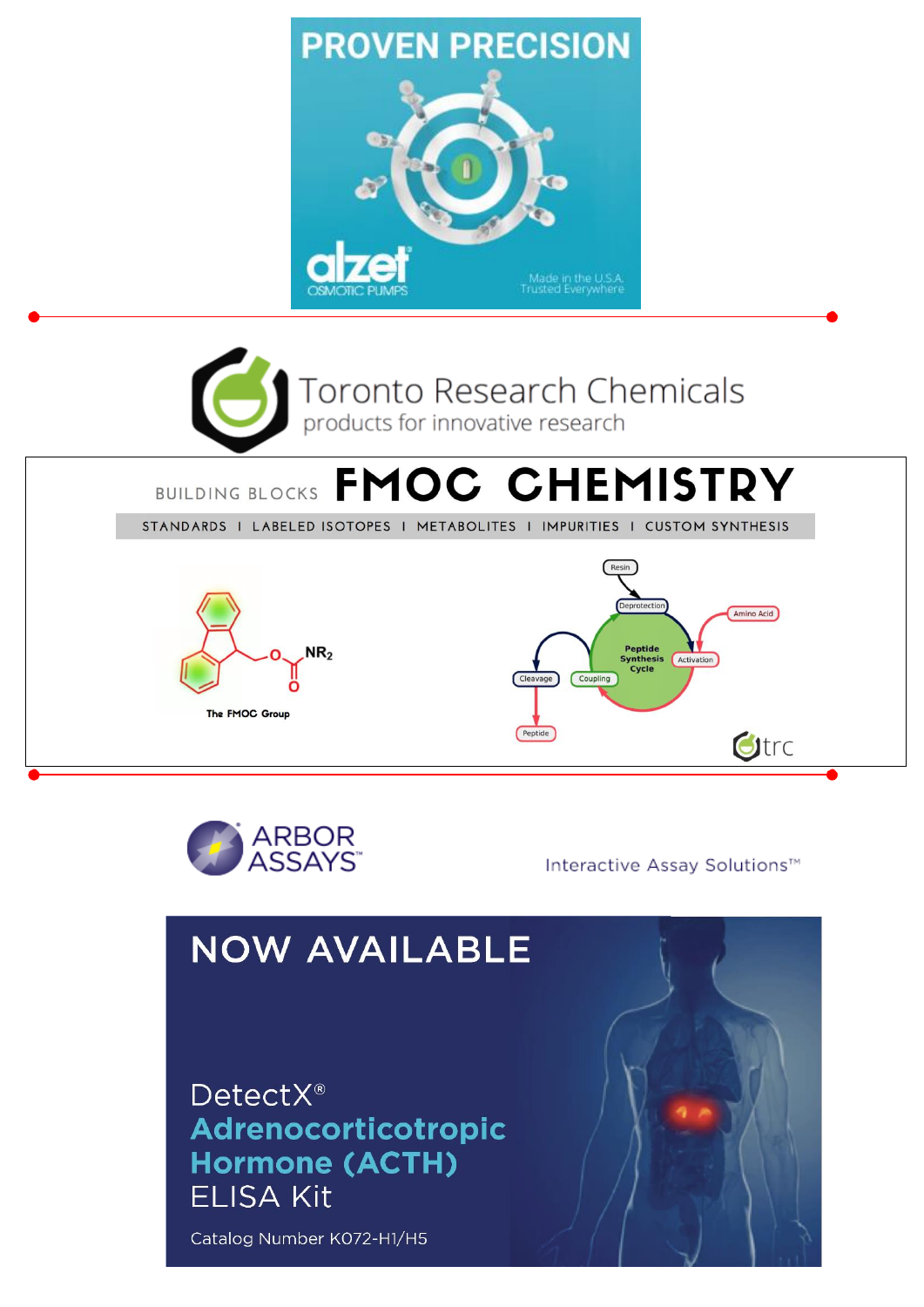PROVEN PRECISION

alzet OSMOTIC PUMPS

Made in the U.S.A. Trusted Everywhere

Toronto Research Chemicals

products for innovative research

BUILDING BLOCKS **FMOC CHEMISTRY**

STANDARDS | LABELED ISOTOPES | METABOLITES | IMPURITIES | CUSTOM SYNTHESIS

The FMOC Group

Resin, Deprotection, Peptide Synthesis Cycle, Amino Acid, Activation, Coupling, Cleavage, Peptide

trc

ARBOR ASSAYS™

Interactive Assay Solutions™

NOW AVAILABLE

DetectX®
**Adrenocorticotropic Hormone (ACTH)**
ELISA Kit

Catalog Number K072-H1/H5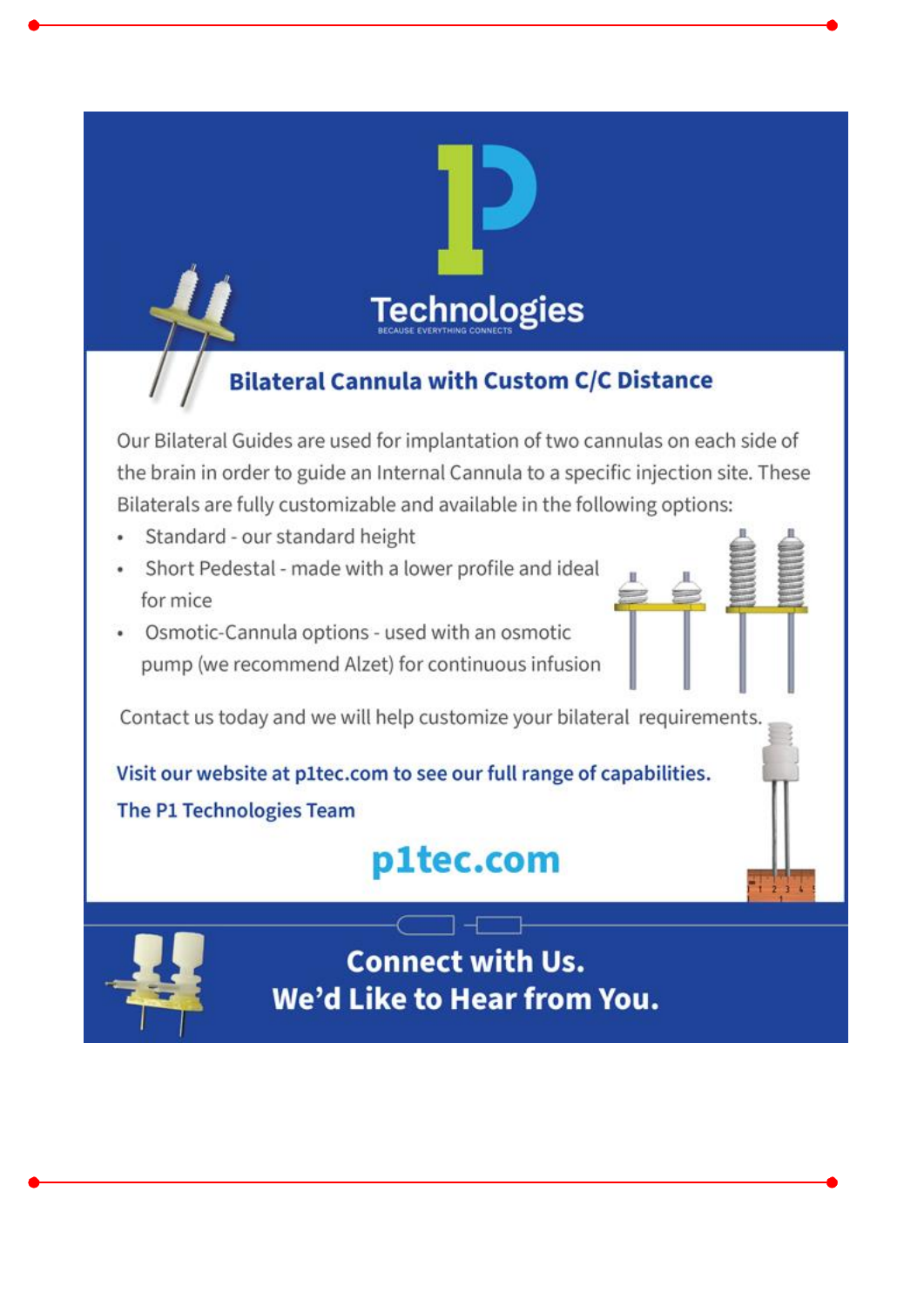# P1 Technologies

BECAUSE EVERYTHING CONNECTS

## Bilateral Cannula with Custom C/C Distance

Our Bilateral Guides are used for implantation of two cannulas on each side of the brain in order to guide an Internal Cannula to a specific injection site. These Bilaterals are fully customizable and available in the following options:

- Standard - our standard height
- Short Pedestal - made with a lower profile and ideal for mice
- Osmotic-Cannula options - used with an osmotic pump (we recommend Alzet) for continuous infusion

Contact us today and we will help customize your bilateral requirements.

**Visit our website at p1tec.com to see our full range of capabilities.**

**The P1 Technologies Team**

**p1tec.com**

**Connect with Us.**
**We'd Like to Hear from You.**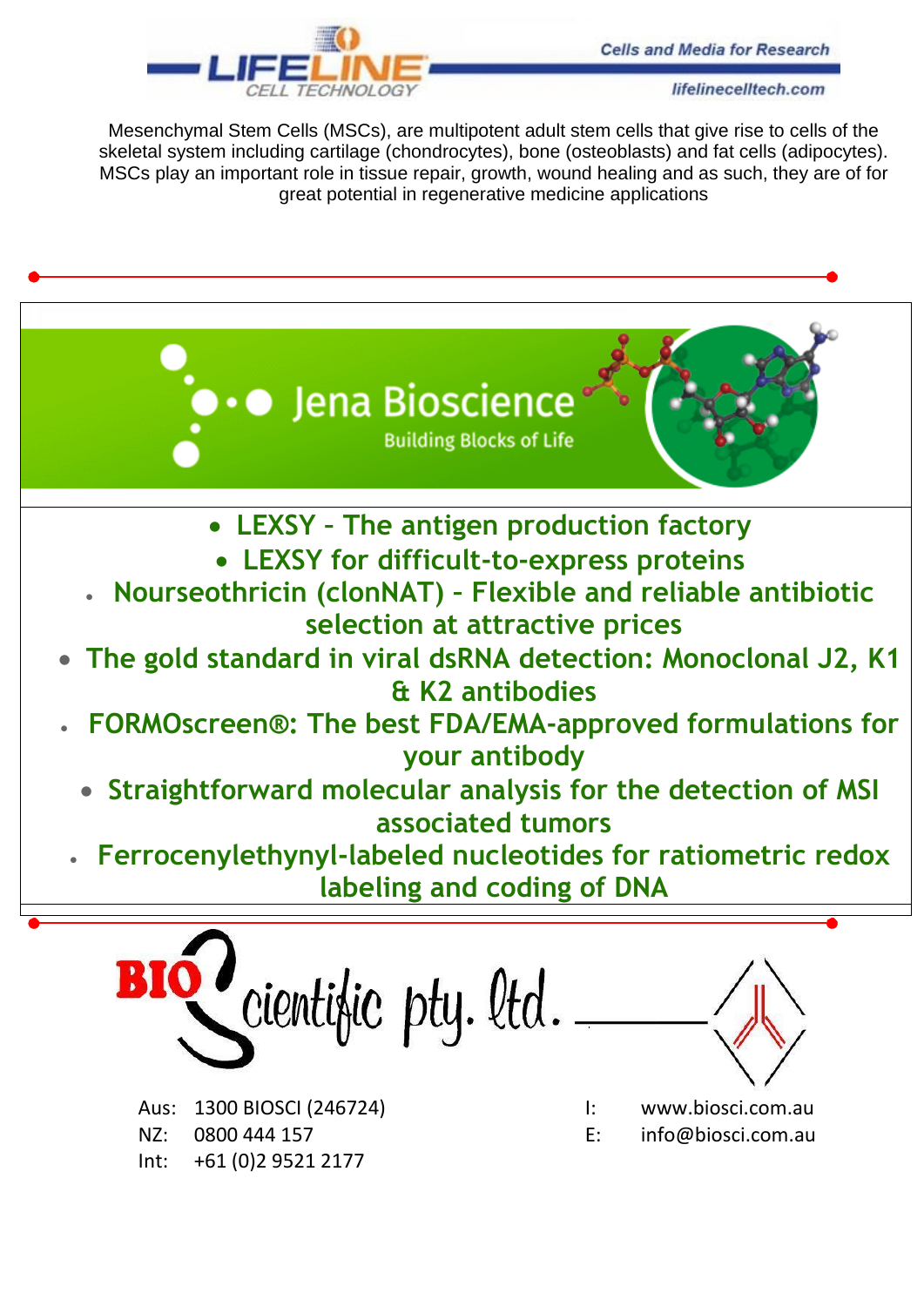LIFELINE CELL TECHNOLOGY

Cells and Media for Research

lifelinecelltech.com

Mesenchymal Stem Cells (MSCs), are multipotent adult stem cells that give rise to cells of the skeletal system including cartilage (chondrocytes), bone (osteoblasts) and fat cells (adipocytes). MSCs play an important role in tissue repair, growth, wound healing and as such, they are of for great potential in regenerative medicine applications

---

Jena Bioscience

Building Blocks of Life

- **LEXSY – The antigen production factory**
- **LEXSY for difficult-to-express proteins**
- **Nourseothricin (clonNAT) – Flexible and reliable antibiotic selection at attractive prices**
- **The gold standard in viral dsRNA detection: Monoclonal J2, K1 & K2 antibodies**
- **FORMOscreen®: The best FDA/EMA-approved formulations for your antibody**
- **Straightforward molecular analysis for the detection of MSI associated tumors**
- **Ferrocenylethynyl-labeled nucleotides for ratiometric redox labeling and coding of DNA**

---

BIO Scientific pty. ltd.

Aus: 1300 BIOSCI (246724)
NZ: 0800 444 157
Int: +61 (0)2 9521 2177

I: www.biosci.com.au
E: info@biosci.com.au